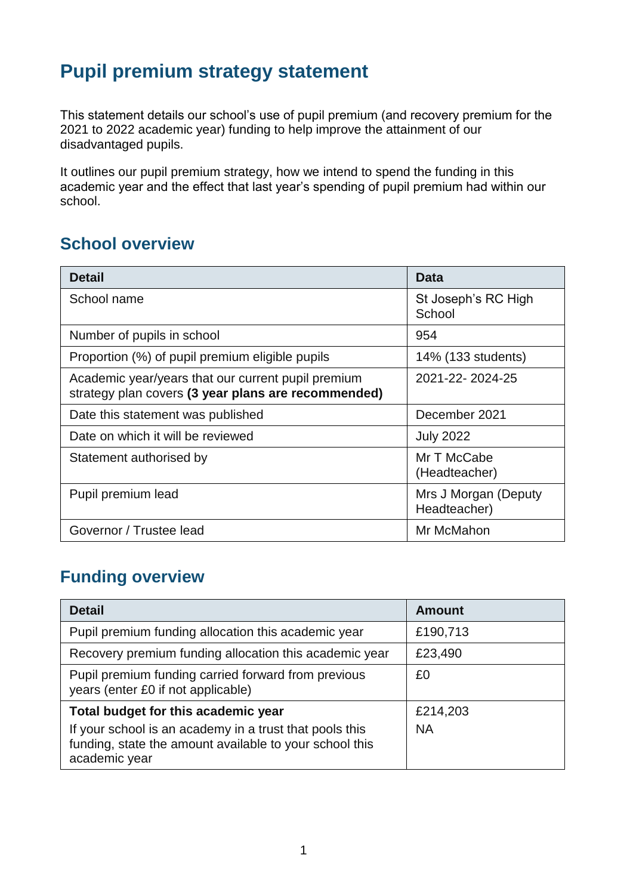# Pupil premium strategy statement

This statement details our school's use of pupil premium (and recovery premium for the 2021 to 2022 academic year) funding to help improve the attainment of our disadvantaged pupils.

It outlines our pupil premium strategy, how we intend to spend the funding in this academic year and the effect that last year's spending of pupil premium had within our school.

## School overview

| Detail | Data |
|---|---|
| School name | St Joseph's RC High School |
| Number of pupils in school | 954 |
| Proportion (%) of pupil premium eligible pupils | 14% (133 students) |
| Academic year/years that our current pupil premium strategy plan covers **(3 year plans are recommended)** | 2021-22- 2024-25 |
| Date this statement was published | December 2021 |
| Date on which it will be reviewed | July 2022 |
| Statement authorised by | Mr T McCabe (Headteacher) |
| Pupil premium lead | Mrs J Morgan (Deputy Headteacher) |
| Governor / Trustee lead | Mr McMahon |

## Funding overview

| Detail | Amount |
|---|---|
| Pupil premium funding allocation this academic year | £190,713 |
| Recovery premium funding allocation this academic year | £23,490 |
| Pupil premium funding carried forward from previous years (enter £0 if not applicable) | £0 |
| **Total budget for this academic year**<br>If your school is an academy in a trust that pools this funding, state the amount available to your school this academic year | £214,203<br>NA |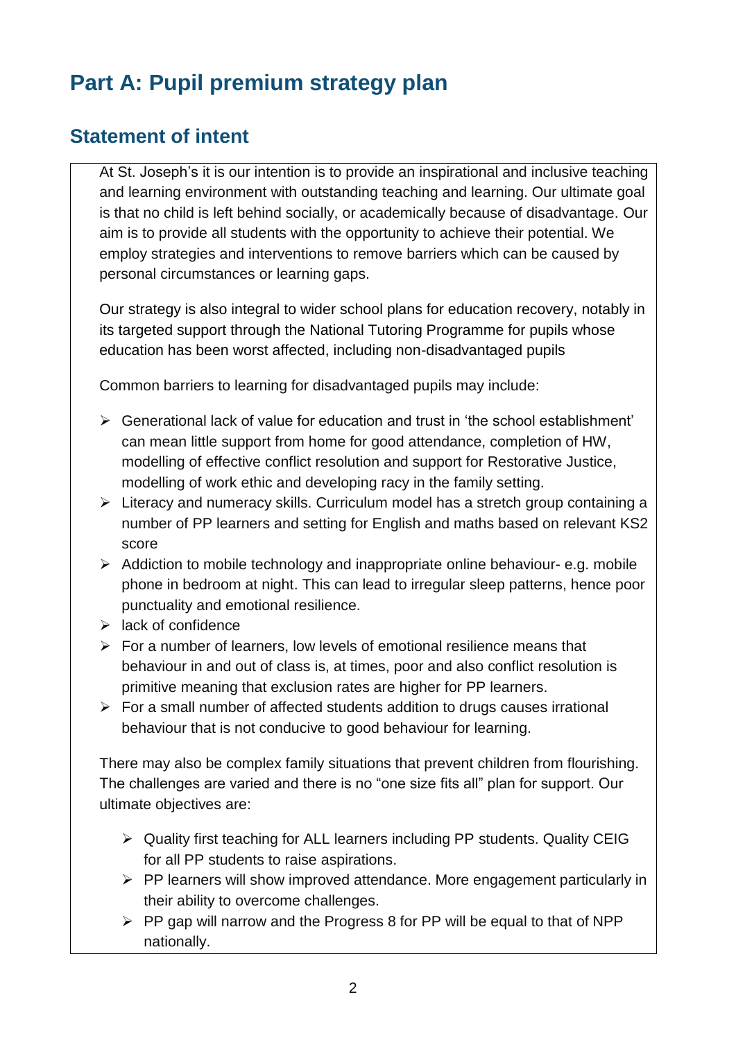# Part A: Pupil premium strategy plan

## Statement of intent

At St. Joseph's it is our intention is to provide an inspirational and inclusive teaching and learning environment with outstanding teaching and learning. Our ultimate goal is that no child is left behind socially, or academically because of disadvantage. Our aim is to provide all students with the opportunity to achieve their potential. We employ strategies and interventions to remove barriers which can be caused by personal circumstances or learning gaps.

Our strategy is also integral to wider school plans for education recovery, notably in its targeted support through the National Tutoring Programme for pupils whose education has been worst affected, including non-disadvantaged pupils

Common barriers to learning for disadvantaged pupils may include:

- Generational lack of value for education and trust in 'the school establishment' can mean little support from home for good attendance, completion of HW, modelling of effective conflict resolution and support for Restorative Justice, modelling of work ethic and developing racy in the family setting.
- Literacy and numeracy skills. Curriculum model has a stretch group containing a number of PP learners and setting for English and maths based on relevant KS2 score
- Addiction to mobile technology and inappropriate online behaviour- e.g. mobile phone in bedroom at night. This can lead to irregular sleep patterns, hence poor punctuality and emotional resilience.
- lack of confidence
- For a number of learners, low levels of emotional resilience means that behaviour in and out of class is, at times, poor and also conflict resolution is primitive meaning that exclusion rates are higher for PP learners.
- For a small number of affected students addition to drugs causes irrational behaviour that is not conducive to good behaviour for learning.

There may also be complex family situations that prevent children from flourishing. The challenges are varied and there is no "one size fits all" plan for support. Our ultimate objectives are:

- Quality first teaching for ALL learners including PP students. Quality CEIG for all PP students to raise aspirations.
- PP learners will show improved attendance. More engagement particularly in their ability to overcome challenges.
- PP gap will narrow and the Progress 8 for PP will be equal to that of NPP nationally.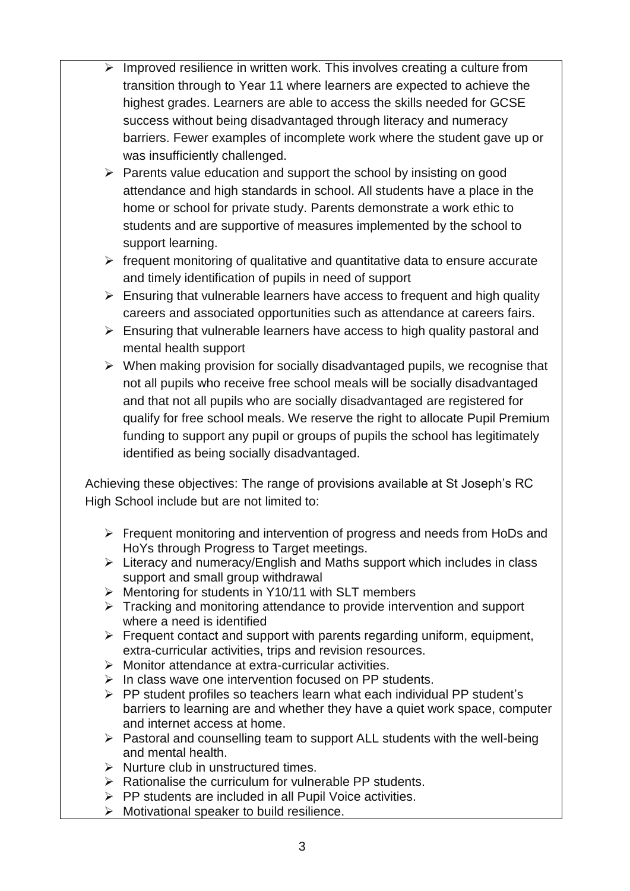- Improved resilience in written work. This involves creating a culture from transition through to Year 11 where learners are expected to achieve the highest grades. Learners are able to access the skills needed for GCSE success without being disadvantaged through literacy and numeracy barriers. Fewer examples of incomplete work where the student gave up or was insufficiently challenged.
- Parents value education and support the school by insisting on good attendance and high standards in school. All students have a place in the home or school for private study. Parents demonstrate a work ethic to students and are supportive of measures implemented by the school to support learning.
- frequent monitoring of qualitative and quantitative data to ensure accurate and timely identification of pupils in need of support
- Ensuring that vulnerable learners have access to frequent and high quality careers and associated opportunities such as attendance at careers fairs.
- Ensuring that vulnerable learners have access to high quality pastoral and mental health support
- When making provision for socially disadvantaged pupils, we recognise that not all pupils who receive free school meals will be socially disadvantaged and that not all pupils who are socially disadvantaged are registered for qualify for free school meals. We reserve the right to allocate Pupil Premium funding to support any pupil or groups of pupils the school has legitimately identified as being socially disadvantaged.

Achieving these objectives: The range of provisions available at St Joseph's RC High School include but are not limited to:

- Frequent monitoring and intervention of progress and needs from HoDs and HoYs through Progress to Target meetings.
- Literacy and numeracy/English and Maths support which includes in class support and small group withdrawal
- Mentoring for students in Y10/11 with SLT members
- Tracking and monitoring attendance to provide intervention and support where a need is identified
- Frequent contact and support with parents regarding uniform, equipment, extra-curricular activities, trips and revision resources.
- Monitor attendance at extra-curricular activities.
- In class wave one intervention focused on PP students.
- PP student profiles so teachers learn what each individual PP student's barriers to learning are and whether they have a quiet work space, computer and internet access at home.
- Pastoral and counselling team to support ALL students with the well-being and mental health.
- Nurture club in unstructured times.
- Rationalise the curriculum for vulnerable PP students.
- PP students are included in all Pupil Voice activities.
- Motivational speaker to build resilience.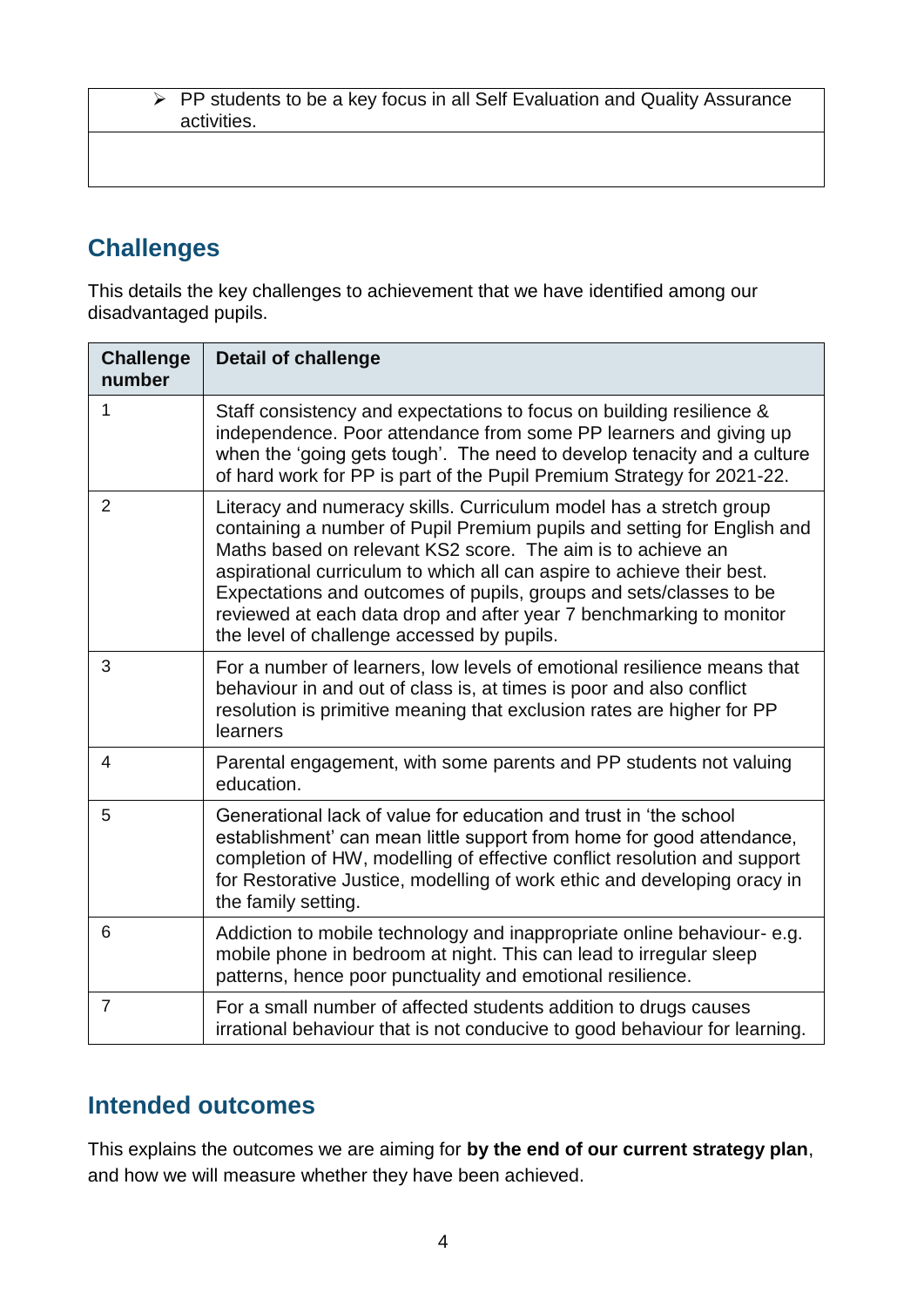| |
|---|
| ➢ PP students to be a key focus in all Self Evaluation and Quality Assurance activities. |
| |

## Challenges

This details the key challenges to achievement that we have identified among our disadvantaged pupils.

| Challenge number | Detail of challenge |
|---|---|
| 1 | Staff consistency and expectations to focus on building resilience & independence. Poor attendance from some PP learners and giving up when the 'going gets tough'. The need to develop tenacity and a culture of hard work for PP is part of the Pupil Premium Strategy for 2021-22. |
| 2 | Literacy and numeracy skills. Curriculum model has a stretch group containing a number of Pupil Premium pupils and setting for English and Maths based on relevant KS2 score. The aim is to achieve an aspirational curriculum to which all can aspire to achieve their best. Expectations and outcomes of pupils, groups and sets/classes to be reviewed at each data drop and after year 7 benchmarking to monitor the level of challenge accessed by pupils. |
| 3 | For a number of learners, low levels of emotional resilience means that behaviour in and out of class is, at times is poor and also conflict resolution is primitive meaning that exclusion rates are higher for PP learners |
| 4 | Parental engagement, with some parents and PP students not valuing education. |
| 5 | Generational lack of value for education and trust in 'the school establishment' can mean little support from home for good attendance, completion of HW, modelling of effective conflict resolution and support for Restorative Justice, modelling of work ethic and developing oracy in the family setting. |
| 6 | Addiction to mobile technology and inappropriate online behaviour- e.g. mobile phone in bedroom at night. This can lead to irregular sleep patterns, hence poor punctuality and emotional resilience. |
| 7 | For a small number of affected students addition to drugs causes irrational behaviour that is not conducive to good behaviour for learning. |

## Intended outcomes

This explains the outcomes we are aiming for **by the end of our current strategy plan**, and how we will measure whether they have been achieved.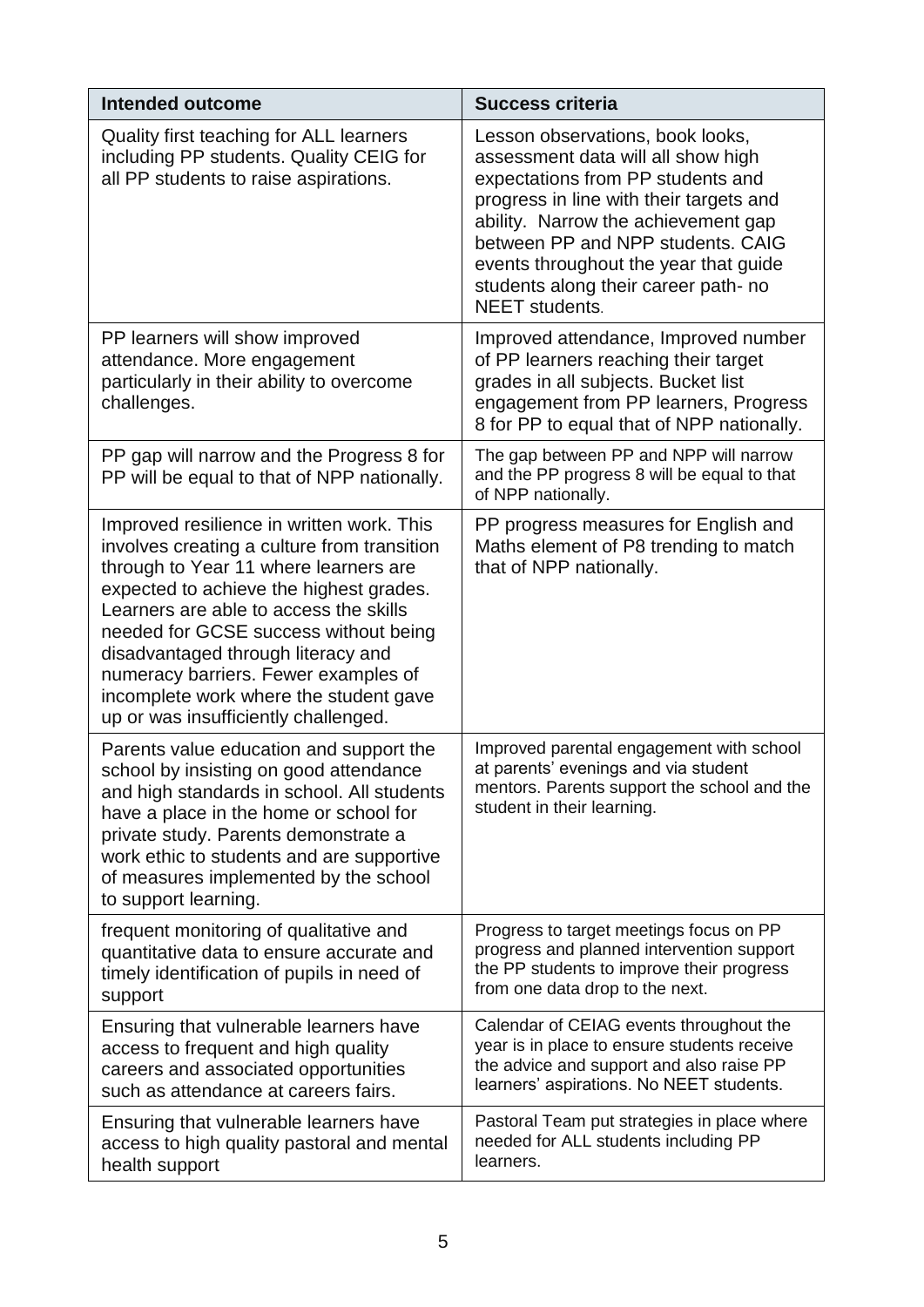| Intended outcome | Success criteria |
| --- | --- |
| Quality first teaching for ALL learners including PP students. Quality CEIG for all PP students to raise aspirations. | Lesson observations, book looks, assessment data will all show high expectations from PP students and progress in line with their targets and ability. Narrow the achievement gap between PP and NPP students. CAIG events throughout the year that guide students along their career path- no NEET students. |
| PP learners will show improved attendance. More engagement particularly in their ability to overcome challenges. | Improved attendance, Improved number of PP learners reaching their target grades in all subjects. Bucket list engagement from PP learners, Progress 8 for PP to equal that of NPP nationally. |
| PP gap will narrow and the Progress 8 for PP will be equal to that of NPP nationally. | The gap between PP and NPP will narrow and the PP progress 8 will be equal to that of NPP nationally. |
| Improved resilience in written work. This involves creating a culture from transition through to Year 11 where learners are expected to achieve the highest grades. Learners are able to access the skills needed for GCSE success without being disadvantaged through literacy and numeracy barriers. Fewer examples of incomplete work where the student gave up or was insufficiently challenged. | PP progress measures for English and Maths element of P8 trending to match that of NPP nationally. |
| Parents value education and support the school by insisting on good attendance and high standards in school. All students have a place in the home or school for private study. Parents demonstrate a work ethic to students and are supportive of measures implemented by the school to support learning. | Improved parental engagement with school at parents' evenings and via student mentors. Parents support the school and the student in their learning. |
| frequent monitoring of qualitative and quantitative data to ensure accurate and timely identification of pupils in need of support | Progress to target meetings focus on PP progress and planned intervention support the PP students to improve their progress from one data drop to the next. |
| Ensuring that vulnerable learners have access to frequent and high quality careers and associated opportunities such as attendance at careers fairs. | Calendar of CEIAG events throughout the year is in place to ensure students receive the advice and support and also raise PP learners' aspirations. No NEET students. |
| Ensuring that vulnerable learners have access to high quality pastoral and mental health support | Pastoral Team put strategies in place where needed for ALL students including PP learners. |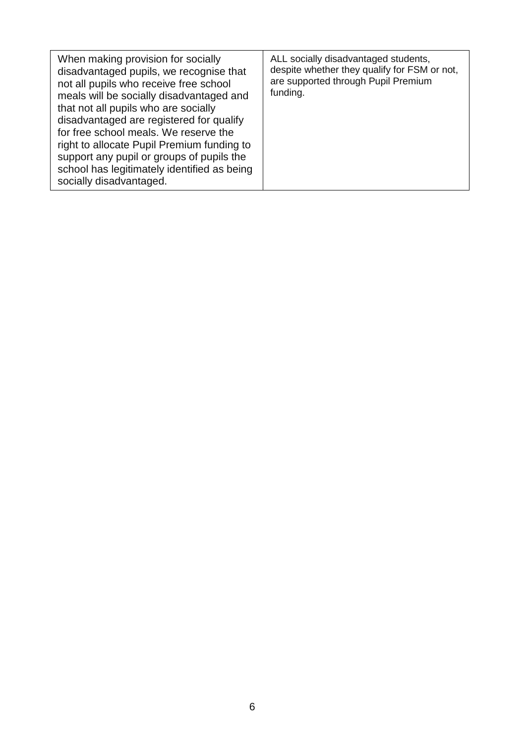| When making provision for socially disadvantaged pupils, we recognise that not all pupils who receive free school meals will be socially disadvantaged and that not all pupils who are socially disadvantaged are registered for qualify for free school meals. We reserve the right to allocate Pupil Premium funding to support any pupil or groups of pupils the school has legitimately identified as being socially disadvantaged. | ALL socially disadvantaged students, despite whether they qualify for FSM or not, are supported through Pupil Premium funding. |
|---|---|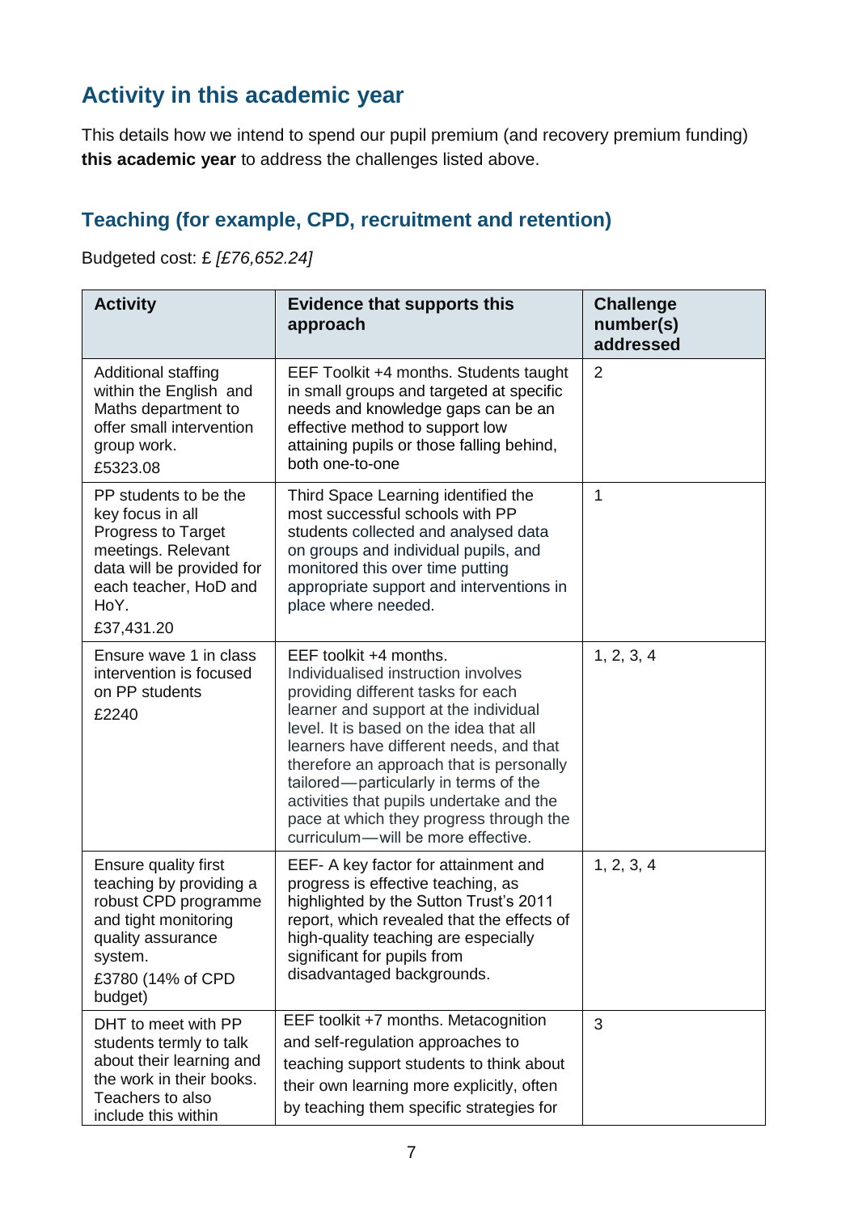## Activity in this academic year

This details how we intend to spend our pupil premium (and recovery premium funding) **this academic year** to address the challenges listed above.

### Teaching (for example, CPD, recruitment and retention)

Budgeted cost: £ *[£76,652.24]*

| Activity | Evidence that supports this approach | Challenge number(s) addressed |
|---|---|---|
| Additional staffing within the English and Maths department to offer small intervention group work.<br>£5323.08 | EEF Toolkit +4 months. Students taught in small groups and targeted at specific needs and knowledge gaps can be an effective method to support low attaining pupils or those falling behind, both one-to-one | 2 |
| PP students to be the key focus in all Progress to Target meetings. Relevant data will be provided for each teacher, HoD and HoY.<br>£37,431.20 | Third Space Learning identified the most successful schools with PP students collected and analysed data on groups and individual pupils, and monitored this over time putting appropriate support and interventions in place where needed. | 1 |
| Ensure wave 1 in class intervention is focused on PP students<br>£2240 | EEF toolkit +4 months.<br>Individualised instruction involves providing different tasks for each learner and support at the individual level. It is based on the idea that all learners have different needs, and that therefore an approach that is personally tailored—particularly in terms of the activities that pupils undertake and the pace at which they progress through the curriculum—will be more effective. | 1, 2, 3, 4 |
| Ensure quality first teaching by providing a robust CPD programme and tight monitoring quality assurance system.<br>£3780 (14% of CPD budget) | EEF- A key factor for attainment and progress is effective teaching, as highlighted by the Sutton Trust's 2011 report, which revealed that the effects of high-quality teaching are especially significant for pupils from disadvantaged backgrounds. | 1, 2, 3, 4 |
| DHT to meet with PP students termly to talk about their learning and the work in their books. Teachers to also include this within | EEF toolkit +7 months. Metacognition and self-regulation approaches to teaching support students to think about their own learning more explicitly, often by teaching them specific strategies for | 3 |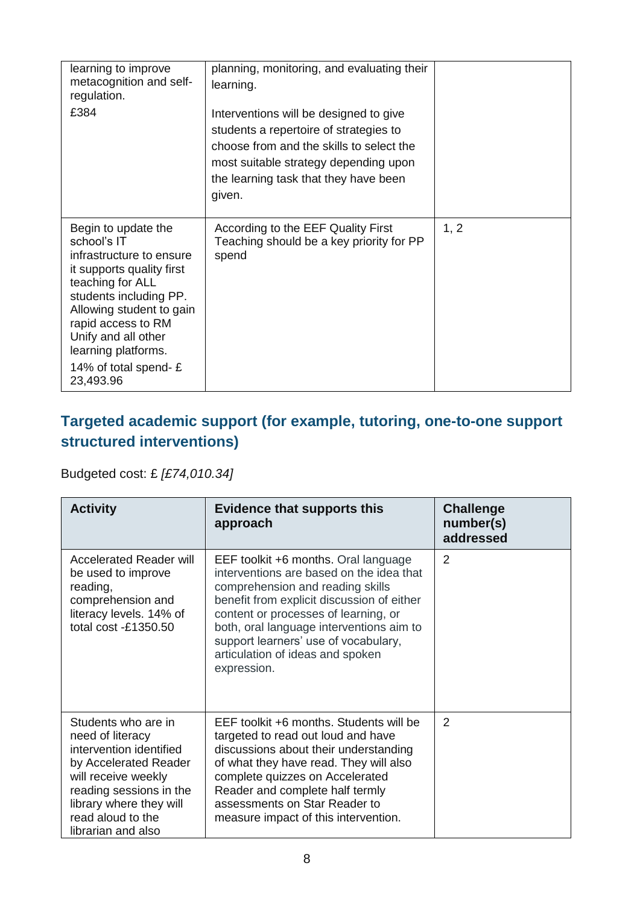| | | |
|---|---|---|
| learning to improve metacognition and self-regulation.<br>£384 | planning, monitoring, and evaluating their learning.<br>Interventions will be designed to give students a repertoire of strategies to choose from and the skills to select the most suitable strategy depending upon the learning task that they have been given. | |
| Begin to update the school's IT infrastructure to ensure it supports quality first teaching for ALL students including PP. Allowing student to gain rapid access to RM Unify and all other learning platforms.<br>14% of total spend- £ 23,493.96 | According to the EEF Quality First Teaching should be a key priority for PP spend | 1, 2 |

## Targeted academic support (for example, tutoring, one-to-one support structured interventions)

Budgeted cost: £ *[£74,010.34]*

| Activity | Evidence that supports this approach | Challenge number(s) addressed |
|---|---|---|
| Accelerated Reader will be used to improve reading, comprehension and literacy levels. 14% of total cost -£1350.50 | EEF toolkit +6 months. Oral language interventions are based on the idea that comprehension and reading skills benefit from explicit discussion of either content or processes of learning, or both, oral language interventions aim to support learners' use of vocabulary, articulation of ideas and spoken expression. | 2 |
| Students who are in need of literacy intervention identified by Accelerated Reader will receive weekly reading sessions in the library where they will read aloud to the librarian and also | EEF toolkit +6 months. Students will be targeted to read out loud and have discussions about their understanding of what they have read. They will also complete quizzes on Accelerated Reader and complete half termly assessments on Star Reader to measure impact of this intervention. | 2 |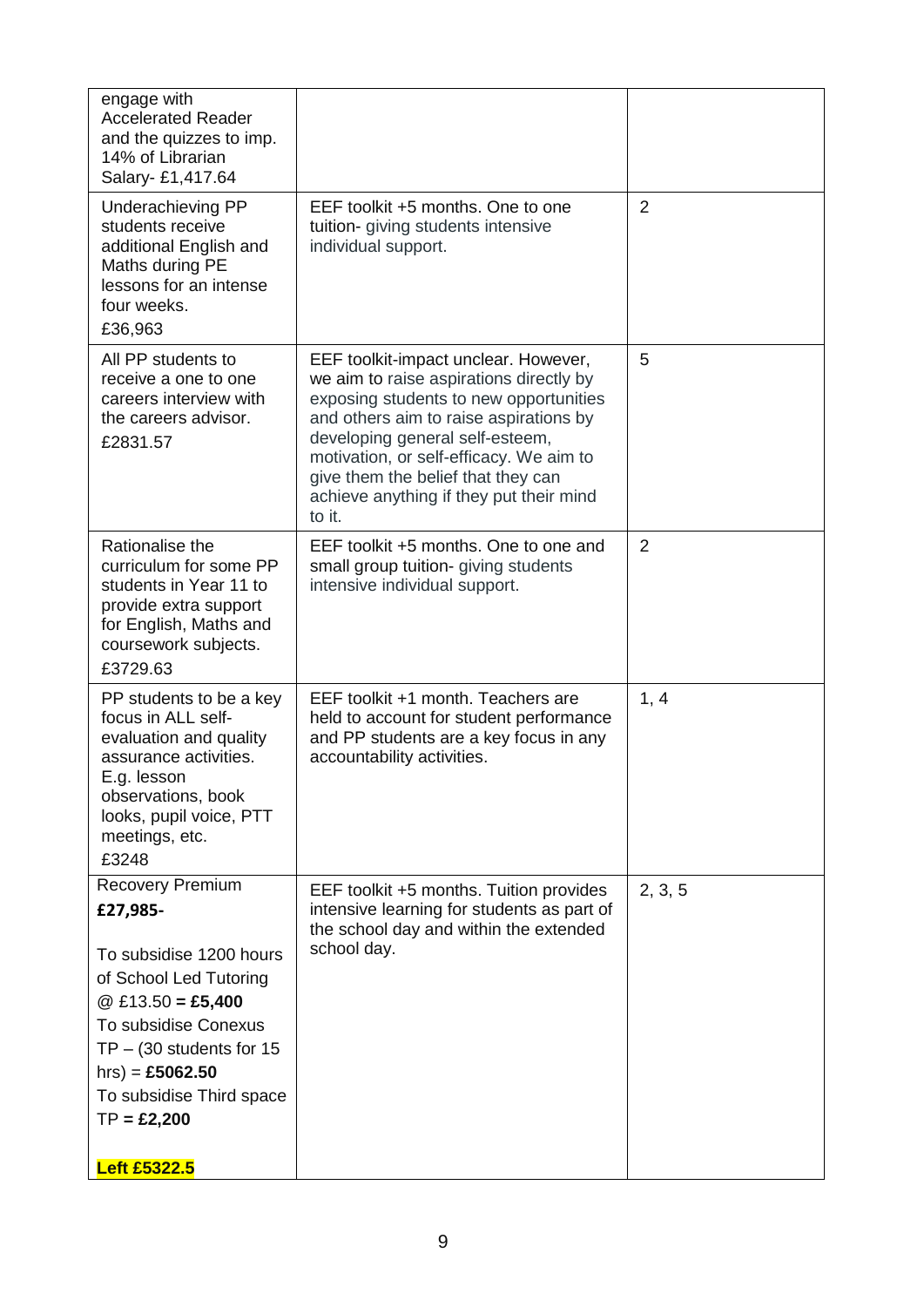| | | |
|---|---|---|
| engage with Accelerated Reader and the quizzes to imp. 14% of Librarian Salary- £1,417.64 | | |
| Underachieving PP students receive additional English and Maths during PE lessons for an intense four weeks. £36,963 | EEF toolkit +5 months. One to one tuition- giving students intensive individual support. | 2 |
| All PP students to receive a one to one careers interview with the careers advisor. £2831.57 | EEF toolkit-impact unclear. However, we aim to raise aspirations directly by exposing students to new opportunities and others aim to raise aspirations by developing general self-esteem, motivation, or self-efficacy. We aim to give them the belief that they can achieve anything if they put their mind to it. | 5 |
| Rationalise the curriculum for some PP students in Year 11 to provide extra support for English, Maths and coursework subjects. £3729.63 | EEF toolkit +5 months. One to one and small group tuition- giving students intensive individual support. | 2 |
| PP students to be a key focus in ALL self-evaluation and quality assurance activities. E.g. lesson observations, book looks, pupil voice, PTT meetings, etc. £3248 | EEF toolkit +1 month. Teachers are held to account for student performance and PP students are a key focus in any accountability activities. | 1, 4 |
| Recovery Premium **£27,985-** <br><br> To subsidise 1200 hours of School Led Tutoring @ £13.50 **= £5,400** <br> To subsidise Conexus TP – (30 students for 15 hrs) = **£5062.50** <br> To subsidise Third space TP **= £2,200** <br><br> **Left £5322.5** | EEF toolkit +5 months. Tuition provides intensive learning for students as part of the school day and within the extended school day. | 2, 3, 5 |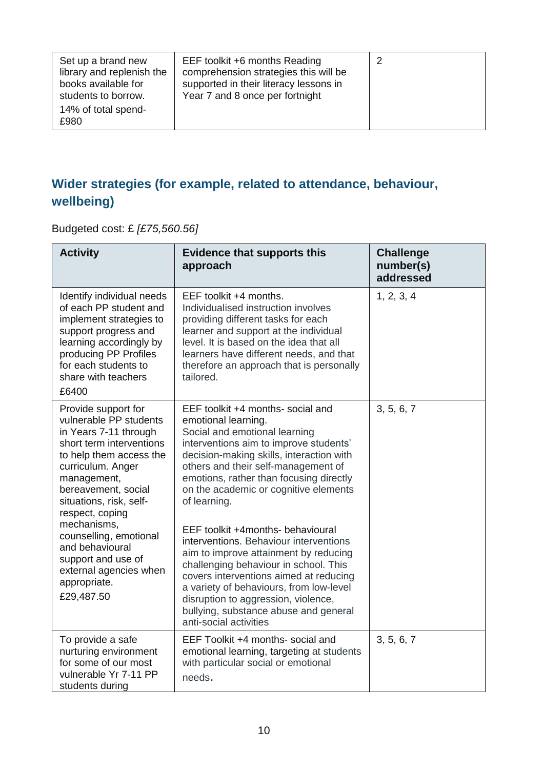| Set up a brand new library and replenish the books available for students to borrow.<br>14% of total spend- £980 | EEF toolkit +6 months Reading comprehension strategies this will be supported in their literacy lessons in Year 7 and 8 once per fortnight | 2 |
|---|---|---|

## Wider strategies (for example, related to attendance, behaviour, wellbeing)

Budgeted cost: £ *[£75,560.56]*

| Activity | Evidence that supports this approach | Challenge number(s) addressed |
|---|---|---|
| Identify individual needs of each PP student and implement strategies to support progress and learning accordingly by producing PP Profiles for each students to share with teachers<br>£6400 | EEF toolkit +4 months.<br>Individualised instruction involves providing different tasks for each learner and support at the individual level. It is based on the idea that all learners have different needs, and that therefore an approach that is personally tailored. | 1, 2, 3, 4 |
| Provide support for vulnerable PP students in Years 7-11 through short term interventions to help them access the curriculum. Anger management, bereavement, social situations, risk, self-respect, coping mechanisms, counselling, emotional and behavioural support and use of external agencies when appropriate.<br>£29,487.50 | EEF toolkit +4 months- social and emotional learning.<br>Social and emotional learning interventions aim to improve students' decision-making skills, interaction with others and their self-management of emotions, rather than focusing directly on the academic or cognitive elements of learning.<br><br>EEF toolkit +4months- behavioural interventions. Behaviour interventions aim to improve attainment by reducing challenging behaviour in school. This covers interventions aimed at reducing a variety of behaviours, from low-level disruption to aggression, violence, bullying, substance abuse and general anti-social activities | 3, 5, 6, 7 |
| To provide a safe nurturing environment for some of our most vulnerable Yr 7-11 PP students during | EEF Toolkit +4 months- social and emotional learning, targeting at students with particular social or emotional needs. | 3, 5, 6, 7 |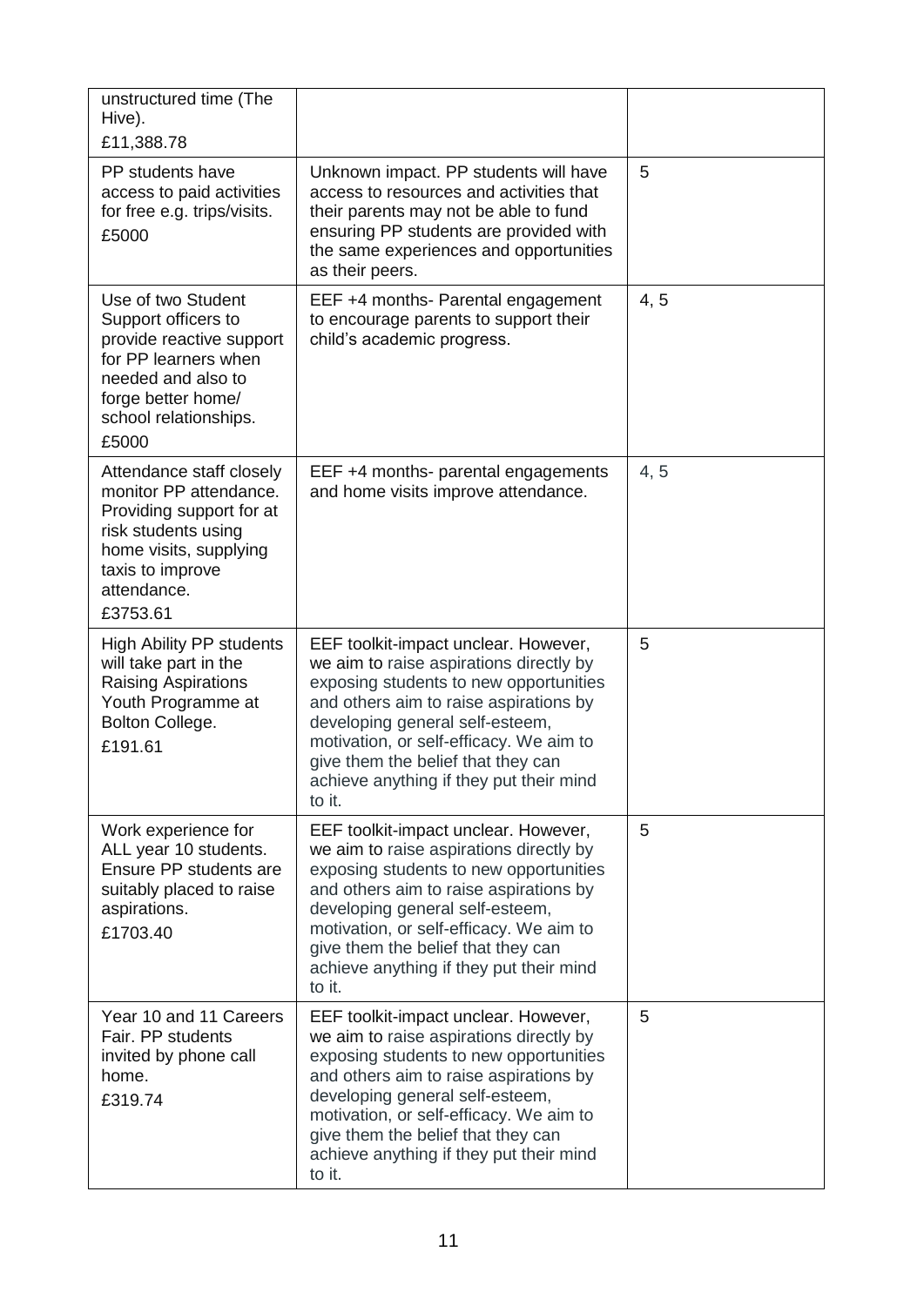| | | |
|---|---|---|
| unstructured time (The Hive).<br>£11,388.78 | | |
| PP students have access to paid activities for free e.g. trips/visits.<br>£5000 | Unknown impact. PP students will have access to resources and activities that their parents may not be able to fund ensuring PP students are provided with the same experiences and opportunities as their peers. | 5 |
| Use of two Student Support officers to provide reactive support for PP learners when needed and also to forge better home/ school relationships.<br>£5000 | EEF +4 months- Parental engagement to encourage parents to support their child's academic progress. | 4, 5 |
| Attendance staff closely monitor PP attendance. Providing support for at risk students using home visits, supplying taxis to improve attendance.<br>£3753.61 | EEF +4 months- parental engagements and home visits improve attendance. | 4, 5 |
| High Ability PP students will take part in the Raising Aspirations Youth Programme at Bolton College.<br>£191.61 | EEF toolkit-impact unclear. However, we aim to raise aspirations directly by exposing students to new opportunities and others aim to raise aspirations by developing general self-esteem, motivation, or self-efficacy. We aim to give them the belief that they can achieve anything if they put their mind to it. | 5 |
| Work experience for ALL year 10 students. Ensure PP students are suitably placed to raise aspirations.<br>£1703.40 | EEF toolkit-impact unclear. However, we aim to raise aspirations directly by exposing students to new opportunities and others aim to raise aspirations by developing general self-esteem, motivation, or self-efficacy. We aim to give them the belief that they can achieve anything if they put their mind to it. | 5 |
| Year 10 and 11 Careers Fair. PP students invited by phone call home.<br>£319.74 | EEF toolkit-impact unclear. However, we aim to raise aspirations directly by exposing students to new opportunities and others aim to raise aspirations by developing general self-esteem, motivation, or self-efficacy. We aim to give them the belief that they can achieve anything if they put their mind to it. | 5 |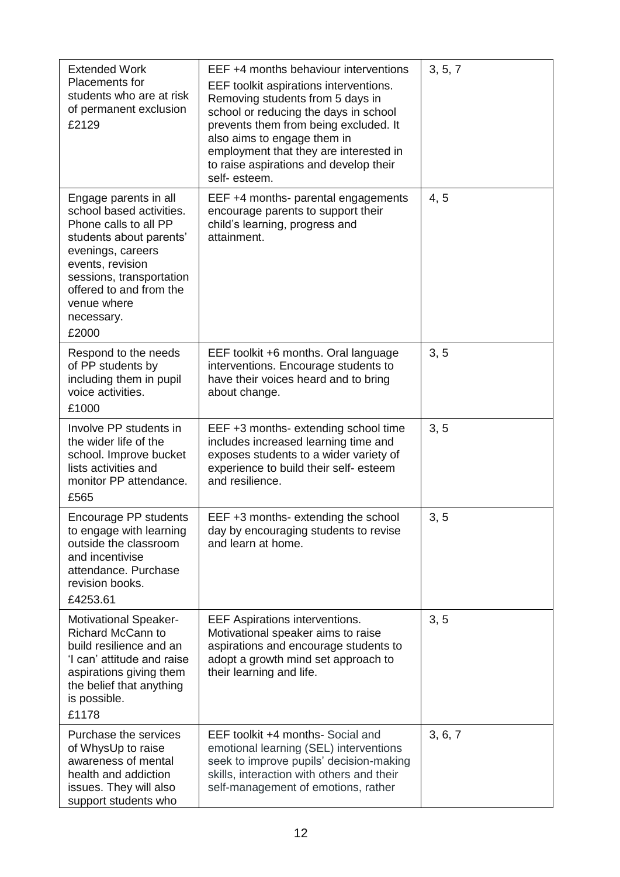| | | |
|---|---|---|
| Extended Work Placements for students who are at risk of permanent exclusion<br>£2129 | EEF +4 months behaviour interventions<br>EEF toolkit aspirations interventions. Removing students from 5 days in school or reducing the days in school prevents them from being excluded. It also aims to engage them in employment that they are interested in to raise aspirations and develop their self- esteem. | 3, 5, 7 |
| Engage parents in all school based activities. Phone calls to all PP students about parents' evenings, careers events, revision sessions, transportation offered to and from the venue where necessary.<br>£2000 | EEF +4 months- parental engagements encourage parents to support their child's learning, progress and attainment. | 4, 5 |
| Respond to the needs of PP students by including them in pupil voice activities.<br>£1000 | EEF toolkit +6 months. Oral language interventions. Encourage students to have their voices heard and to bring about change. | 3, 5 |
| Involve PP students in the wider life of the school. Improve bucket lists activities and monitor PP attendance.<br>£565 | EEF +3 months- extending school time includes increased learning time and exposes students to a wider variety of experience to build their self- esteem and resilience. | 3, 5 |
| Encourage PP students to engage with learning outside the classroom and incentivise attendance. Purchase revision books.<br>£4253.61 | EEF +3 months- extending the school day by encouraging students to revise and learn at home. | 3, 5 |
| Motivational Speaker- Richard McCann to build resilience and an 'I can' attitude and raise aspirations giving them the belief that anything is possible.<br>£1178 | EEF Aspirations interventions. Motivational speaker aims to raise aspirations and encourage students to adopt a growth mind set approach to their learning and life. | 3, 5 |
| Purchase the services of WhysUp to raise awareness of mental health and addiction issues. They will also support students who | EEF toolkit +4 months- Social and emotional learning (SEL) interventions seek to improve pupils' decision-making skills, interaction with others and their self-management of emotions, rather | 3, 6, 7 |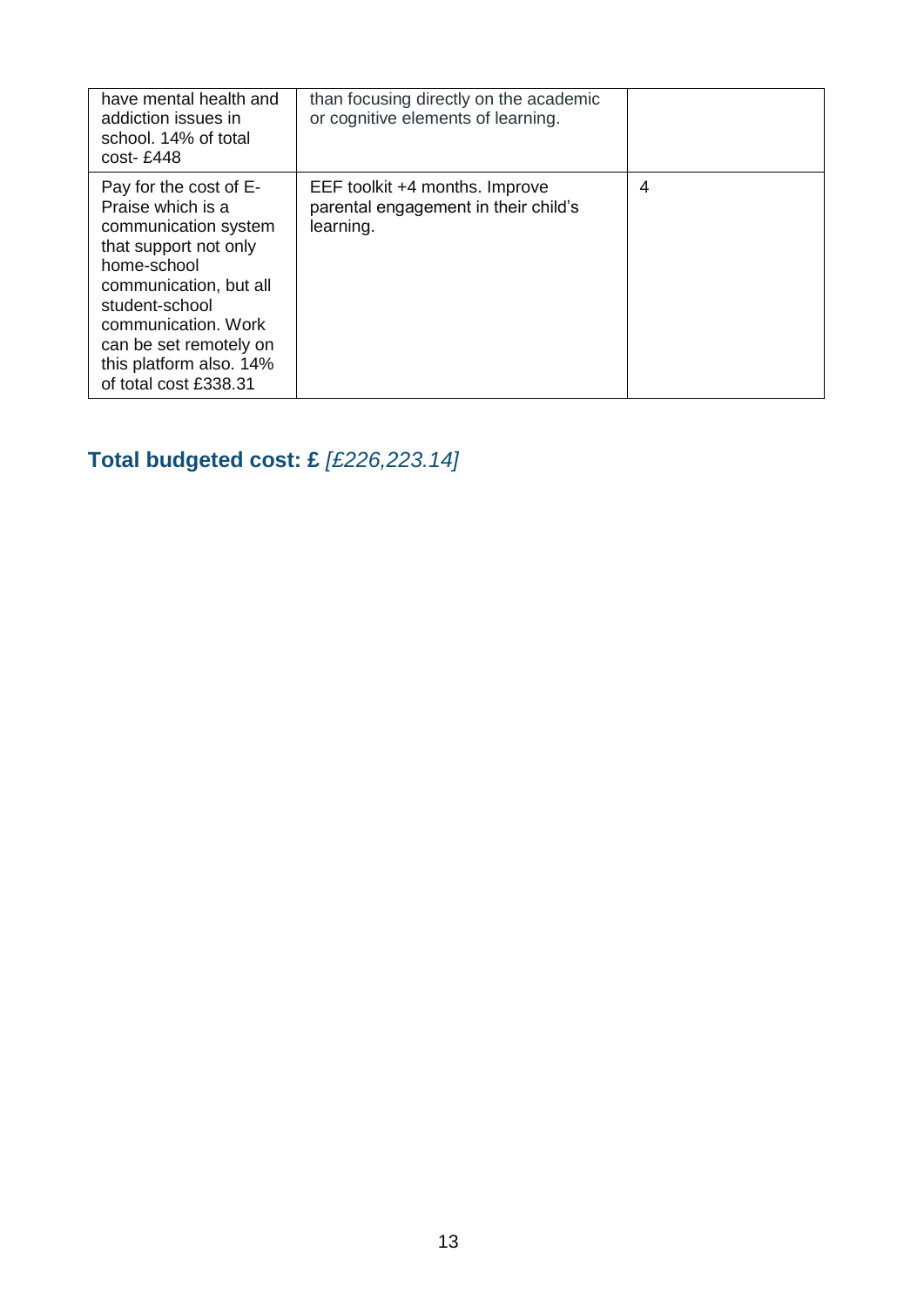| | | |
|---|---|---|
| have mental health and addiction issues in school. 14% of total cost- £448 | than focusing directly on the academic or cognitive elements of learning. | |
| Pay for the cost of E-Praise which is a communication system that support not only home-school communication, but all student-school communication. Work can be set remotely on this platform also. 14% of total cost £338.31 | EEF toolkit +4 months. Improve parental engagement in their child's learning. | 4 |

## Total budgeted cost: £ *[£226,223.14]*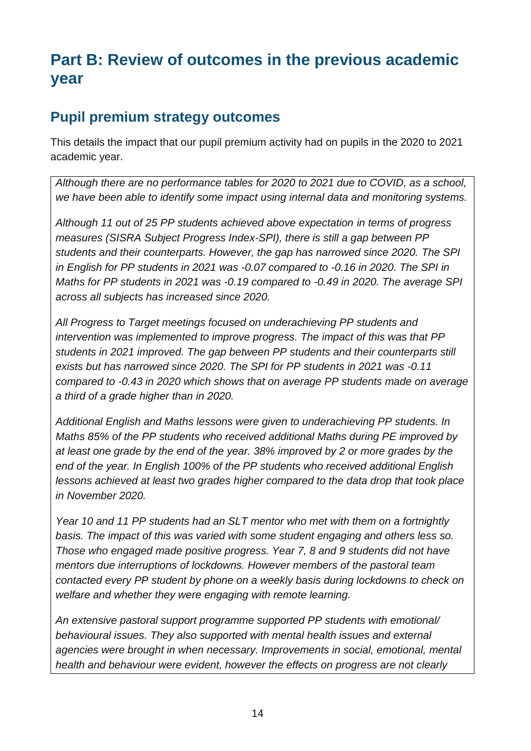# Part B: Review of outcomes in the previous academic year

## Pupil premium strategy outcomes

This details the impact that our pupil premium activity had on pupils in the 2020 to 2021 academic year.

*Although there are no performance tables for 2020 to 2021 due to COVID, as a school, we have been able to identify some impact using internal data and monitoring systems.*

*Although 11 out of 25 PP students achieved above expectation in terms of progress measures (SISRA Subject Progress Index-SPI), there is still a gap between PP students and their counterparts. However, the gap has narrowed since 2020. The SPI in English for PP students in 2021 was -0.07 compared to -0.16 in 2020. The SPI in Maths for PP students in 2021 was -0.19 compared to -0.49 in 2020. The average SPI across all subjects has increased since 2020.*

*All Progress to Target meetings focused on underachieving PP students and intervention was implemented to improve progress. The impact of this was that PP students in 2021 improved. The gap between PP students and their counterparts still exists but has narrowed since 2020. The SPI for PP students in 2021 was -0.11 compared to -0.43 in 2020 which shows that on average PP students made on average a third of a grade higher than in 2020.*

*Additional English and Maths lessons were given to underachieving PP students. In Maths 85% of the PP students who received additional Maths during PE improved by at least one grade by the end of the year. 38% improved by 2 or more grades by the end of the year. In English 100% of the PP students who received additional English lessons achieved at least two grades higher compared to the data drop that took place in November 2020.*

*Year 10 and 11 PP students had an SLT mentor who met with them on a fortnightly basis. The impact of this was varied with some student engaging and others less so. Those who engaged made positive progress. Year 7, 8 and 9 students did not have mentors due interruptions of lockdowns. However members of the pastoral team contacted every PP student by phone on a weekly basis during lockdowns to check on welfare and whether they were engaging with remote learning.*

*An extensive pastoral support programme supported PP students with emotional/ behavioural issues. They also supported with mental health issues and external agencies were brought in when necessary. Improvements in social, emotional, mental health and behaviour were evident, however the effects on progress are not clearly*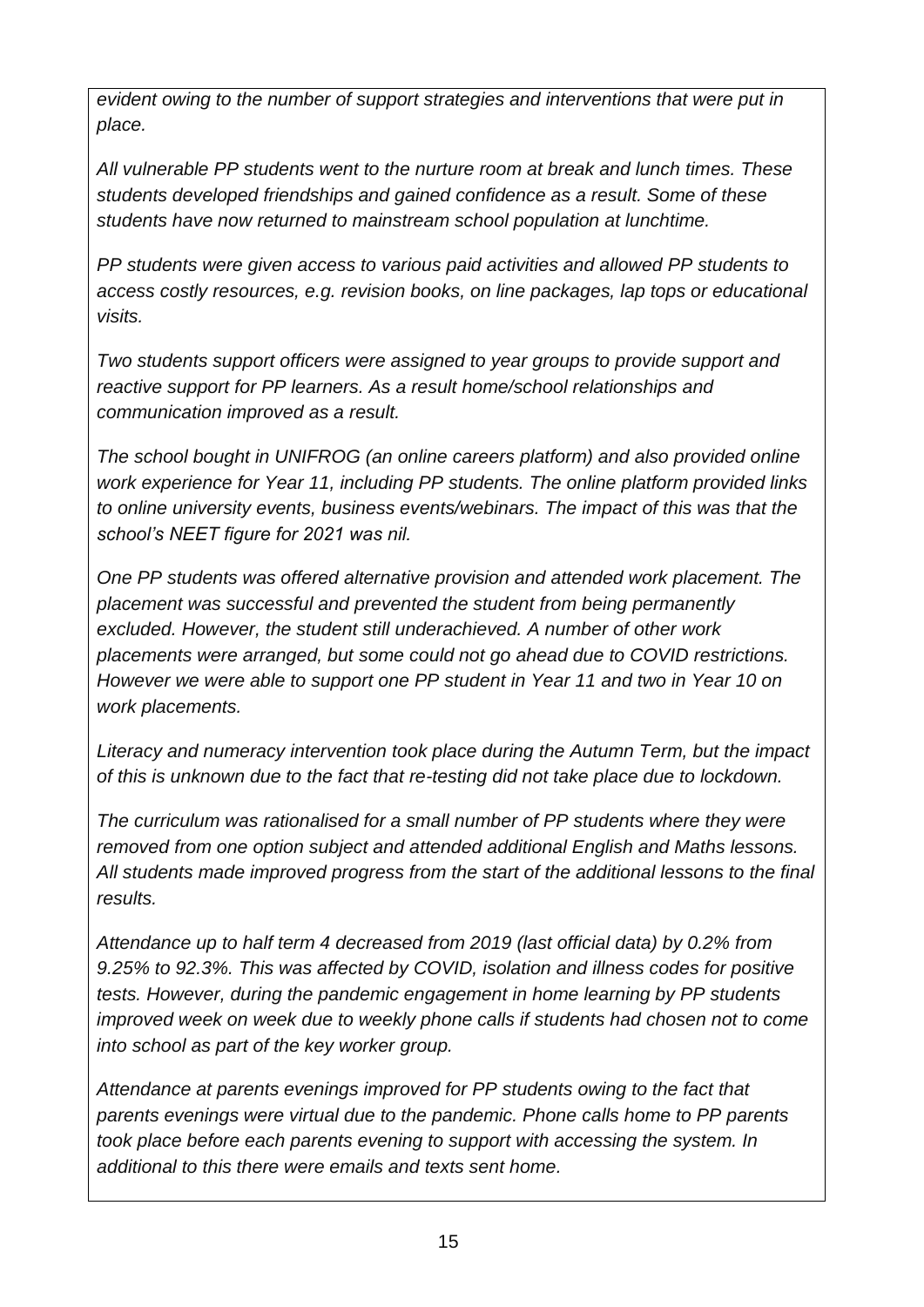*evident owing to the number of support strategies and interventions that were put in place.*

*All vulnerable PP students went to the nurture room at break and lunch times. These students developed friendships and gained confidence as a result. Some of these students have now returned to mainstream school population at lunchtime.*

*PP students were given access to various paid activities and allowed PP students to access costly resources, e.g. revision books, on line packages, lap tops or educational visits.*

*Two students support officers were assigned to year groups to provide support and reactive support for PP learners. As a result home/school relationships and communication improved as a result.*

*The school bought in UNIFROG (an online careers platform) and also provided online work experience for Year 11, including PP students. The online platform provided links to online university events, business events/webinars. The impact of this was that the school's NEET figure for 2021 was nil.*

*One PP students was offered alternative provision and attended work placement. The placement was successful and prevented the student from being permanently excluded. However, the student still underachieved. A number of other work placements were arranged, but some could not go ahead due to COVID restrictions. However we were able to support one PP student in Year 11 and two in Year 10 on work placements.*

*Literacy and numeracy intervention took place during the Autumn Term, but the impact of this is unknown due to the fact that re-testing did not take place due to lockdown.*

*The curriculum was rationalised for a small number of PP students where they were removed from one option subject and attended additional English and Maths lessons. All students made improved progress from the start of the additional lessons to the final results.*

*Attendance up to half term 4 decreased from 2019 (last official data) by 0.2% from 9.25% to 92.3%. This was affected by COVID, isolation and illness codes for positive tests. However, during the pandemic engagement in home learning by PP students improved week on week due to weekly phone calls if students had chosen not to come into school as part of the key worker group.*

*Attendance at parents evenings improved for PP students owing to the fact that parents evenings were virtual due to the pandemic. Phone calls home to PP parents took place before each parents evening to support with accessing the system. In additional to this there were emails and texts sent home.*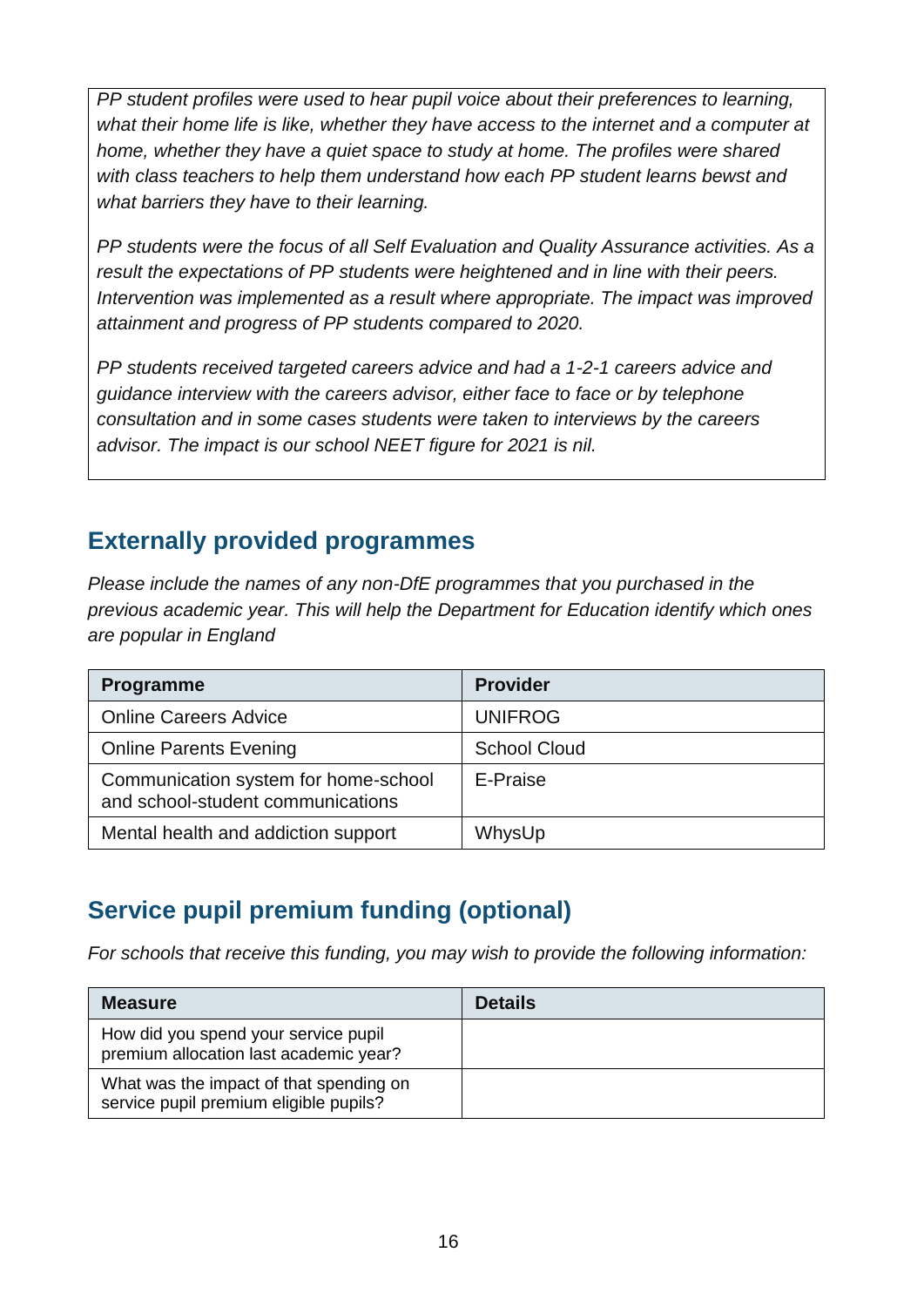*PP student profiles were used to hear pupil voice about their preferences to learning, what their home life is like, whether they have access to the internet and a computer at home, whether they have a quiet space to study at home. The profiles were shared with class teachers to help them understand how each PP student learns bewst and what barriers they have to their learning.*

*PP students were the focus of all Self Evaluation and Quality Assurance activities. As a result the expectations of PP students were heightened and in line with their peers. Intervention was implemented as a result where appropriate. The impact was improved attainment and progress of PP students compared to 2020.*

*PP students received targeted careers advice and had a 1-2-1 careers advice and guidance interview with the careers advisor, either face to face or by telephone consultation and in some cases students were taken to interviews by the careers advisor. The impact is our school NEET figure for 2021 is nil.*

## Externally provided programmes

*Please include the names of any non-DfE programmes that you purchased in the previous academic year. This will help the Department for Education identify which ones are popular in England*

| Programme | Provider |
|---|---|
| Online Careers Advice | UNIFROG |
| Online Parents Evening | School Cloud |
| Communication system for home-school and school-student communications | E-Praise |
| Mental health and addiction support | WhysUp |

## Service pupil premium funding (optional)

*For schools that receive this funding, you may wish to provide the following information:*

| Measure | Details |
|---|---|
| How did you spend your service pupil premium allocation last academic year? | |
| What was the impact of that spending on service pupil premium eligible pupils? | |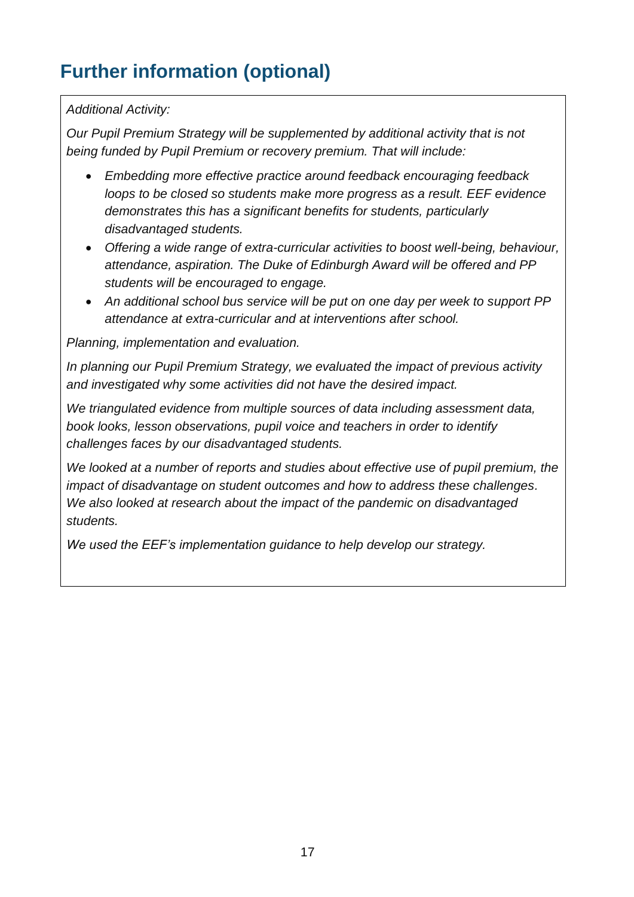## Further information (optional)

*Additional Activity:*

*Our Pupil Premium Strategy will be supplemented by additional activity that is not being funded by Pupil Premium or recovery premium. That will include:*

- *Embedding more effective practice around feedback encouraging feedback loops to be closed so students make more progress as a result. EEF evidence demonstrates this has a significant benefits for students, particularly disadvantaged students.*
- *Offering a wide range of extra-curricular activities to boost well-being, behaviour, attendance, aspiration. The Duke of Edinburgh Award will be offered and PP students will be encouraged to engage.*
- *An additional school bus service will be put on one day per week to support PP attendance at extra-curricular and at interventions after school.*

*Planning, implementation and evaluation.*

*In planning our Pupil Premium Strategy, we evaluated the impact of previous activity and investigated why some activities did not have the desired impact.*

*We triangulated evidence from multiple sources of data including assessment data, book looks, lesson observations, pupil voice and teachers in order to identify challenges faces by our disadvantaged students.*

*We looked at a number of reports and studies about effective use of pupil premium, the impact of disadvantage on student outcomes and how to address these challenges. We also looked at research about the impact of the pandemic on disadvantaged students.*

*We used the EEF's implementation guidance to help develop our strategy.*